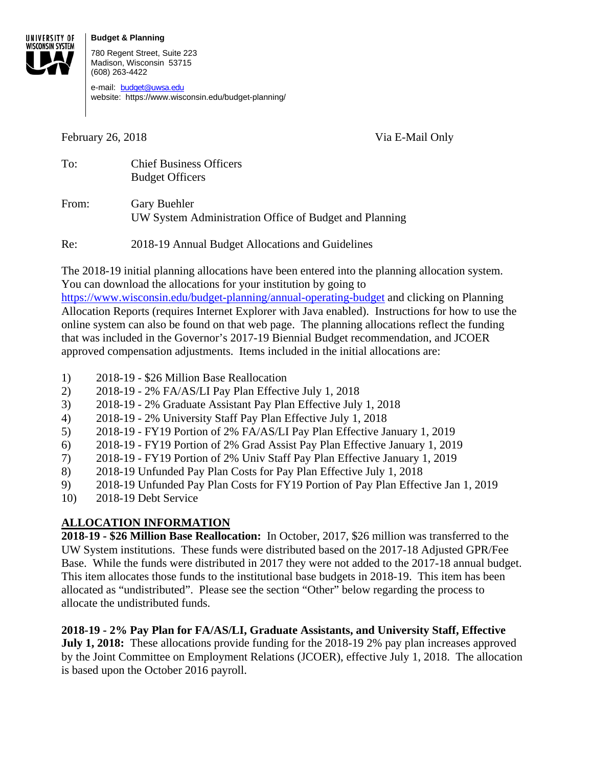UNIVERSITY OF WISCONSIN SYSTEM

**Budget & Planning**

780 Regent Street, Suite 223
Madison, Wisconsin 53715
(608) 263-4422

e-mail: budget@uwsa.edu
website: https://www.wisconsin.edu/budget-planning/

February 26, 2018 Via E-Mail Only

To: Chief Business Officers
Budget Officers

From: Gary Buehler
UW System Administration Office of Budget and Planning

Re: 2018-19 Annual Budget Allocations and Guidelines

The 2018-19 initial planning allocations have been entered into the planning allocation system. You can download the allocations for your institution by going to https://www.wisconsin.edu/budget-planning/annual-operating-budget and clicking on Planning Allocation Reports (requires Internet Explorer with Java enabled). Instructions for how to use the online system can also be found on that web page. The planning allocations reflect the funding that was included in the Governor's 2017-19 Biennial Budget recommendation, and JCOER approved compensation adjustments. Items included in the initial allocations are:

1) 2018-19 - $26 Million Base Reallocation
2) 2018-19 - 2% FA/AS/LI Pay Plan Effective July 1, 2018
3) 2018-19 - 2% Graduate Assistant Pay Plan Effective July 1, 2018
4) 2018-19 - 2% University Staff Pay Plan Effective July 1, 2018
5) 2018-19 - FY19 Portion of 2% FA/AS/LI Pay Plan Effective January 1, 2019
6) 2018-19 - FY19 Portion of 2% Grad Assist Pay Plan Effective January 1, 2019
7) 2018-19 - FY19 Portion of 2% Univ Staff Pay Plan Effective January 1, 2019
8) 2018-19 Unfunded Pay Plan Costs for Pay Plan Effective July 1, 2018
9) 2018-19 Unfunded Pay Plan Costs for FY19 Portion of Pay Plan Effective Jan 1, 2019
10) 2018-19 Debt Service

## ALLOCATION INFORMATION

**2018-19 - $26 Million Base Reallocation:** In October, 2017, $26 million was transferred to the UW System institutions. These funds were distributed based on the 2017-18 Adjusted GPR/Fee Base. While the funds were distributed in 2017 they were not added to the 2017-18 annual budget. This item allocates those funds to the institutional base budgets in 2018-19. This item has been allocated as "undistributed". Please see the section "Other" below regarding the process to allocate the undistributed funds.

**2018-19 - 2% Pay Plan for FA/AS/LI, Graduate Assistants, and University Staff, Effective July 1, 2018:** These allocations provide funding for the 2018-19 2% pay plan increases approved by the Joint Committee on Employment Relations (JCOER), effective July 1, 2018. The allocation is based upon the October 2016 payroll.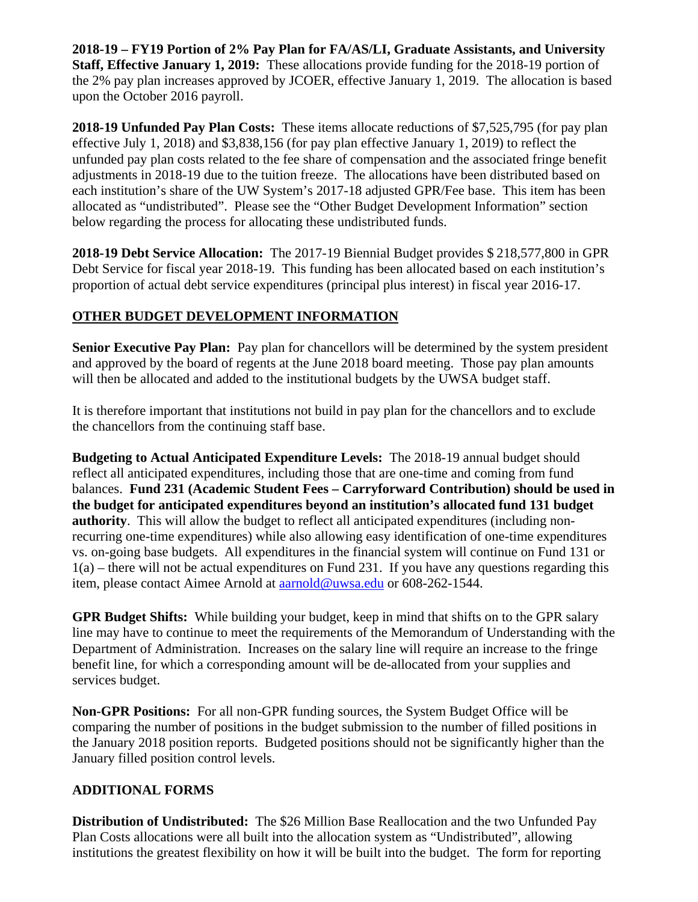**2018-19 – FY19 Portion of 2% Pay Plan for FA/AS/LI, Graduate Assistants, and University Staff, Effective January 1, 2019:** These allocations provide funding for the 2018-19 portion of the 2% pay plan increases approved by JCOER, effective January 1, 2019. The allocation is based upon the October 2016 payroll.

**2018-19 Unfunded Pay Plan Costs:** These items allocate reductions of $7,525,795 (for pay plan effective July 1, 2018) and $3,838,156 (for pay plan effective January 1, 2019) to reflect the unfunded pay plan costs related to the fee share of compensation and the associated fringe benefit adjustments in 2018-19 due to the tuition freeze. The allocations have been distributed based on each institution's share of the UW System's 2017-18 adjusted GPR/Fee base. This item has been allocated as "undistributed". Please see the "Other Budget Development Information" section below regarding the process for allocating these undistributed funds.

**2018-19 Debt Service Allocation:** The 2017-19 Biennial Budget provides $ 218,577,800 in GPR Debt Service for fiscal year 2018-19. This funding has been allocated based on each institution's proportion of actual debt service expenditures (principal plus interest) in fiscal year 2016-17.

## OTHER BUDGET DEVELOPMENT INFORMATION

**Senior Executive Pay Plan:** Pay plan for chancellors will be determined by the system president and approved by the board of regents at the June 2018 board meeting. Those pay plan amounts will then be allocated and added to the institutional budgets by the UWSA budget staff.

It is therefore important that institutions not build in pay plan for the chancellors and to exclude the chancellors from the continuing staff base.

**Budgeting to Actual Anticipated Expenditure Levels:** The 2018-19 annual budget should reflect all anticipated expenditures, including those that are one-time and coming from fund balances. **Fund 231 (Academic Student Fees – Carryforward Contribution) should be used in the budget for anticipated expenditures beyond an institution's allocated fund 131 budget authority**. This will allow the budget to reflect all anticipated expenditures (including non-recurring one-time expenditures) while also allowing easy identification of one-time expenditures vs. on-going base budgets. All expenditures in the financial system will continue on Fund 131 or 1(a) – there will not be actual expenditures on Fund 231. If you have any questions regarding this item, please contact Aimee Arnold at aarnold@uwsa.edu or 608-262-1544.

**GPR Budget Shifts:** While building your budget, keep in mind that shifts on to the GPR salary line may have to continue to meet the requirements of the Memorandum of Understanding with the Department of Administration. Increases on the salary line will require an increase to the fringe benefit line, for which a corresponding amount will be de-allocated from your supplies and services budget.

**Non-GPR Positions:** For all non-GPR funding sources, the System Budget Office will be comparing the number of positions in the budget submission to the number of filled positions in the January 2018 position reports. Budgeted positions should not be significantly higher than the January filled position control levels.

## ADDITIONAL FORMS

**Distribution of Undistributed:** The $26 Million Base Reallocation and the two Unfunded Pay Plan Costs allocations were all built into the allocation system as "Undistributed", allowing institutions the greatest flexibility on how it will be built into the budget. The form for reporting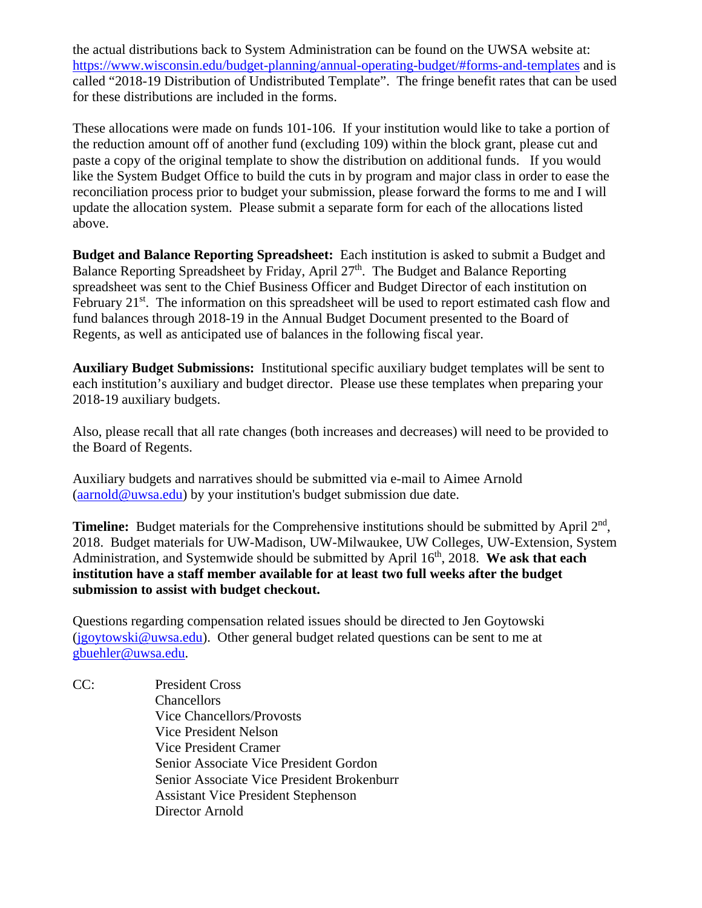the actual distributions back to System Administration can be found on the UWSA website at: https://www.wisconsin.edu/budget-planning/annual-operating-budget/#forms-and-templates and is called "2018-19 Distribution of Undistributed Template". The fringe benefit rates that can be used for these distributions are included in the forms.

These allocations were made on funds 101-106. If your institution would like to take a portion of the reduction amount off of another fund (excluding 109) within the block grant, please cut and paste a copy of the original template to show the distribution on additional funds. If you would like the System Budget Office to build the cuts in by program and major class in order to ease the reconciliation process prior to budget your submission, please forward the forms to me and I will update the allocation system. Please submit a separate form for each of the allocations listed above.

**Budget and Balance Reporting Spreadsheet:** Each institution is asked to submit a Budget and Balance Reporting Spreadsheet by Friday, April 27th. The Budget and Balance Reporting spreadsheet was sent to the Chief Business Officer and Budget Director of each institution on February 21st. The information on this spreadsheet will be used to report estimated cash flow and fund balances through 2018-19 in the Annual Budget Document presented to the Board of Regents, as well as anticipated use of balances in the following fiscal year.

**Auxiliary Budget Submissions:** Institutional specific auxiliary budget templates will be sent to each institution's auxiliary and budget director. Please use these templates when preparing your 2018-19 auxiliary budgets.

Also, please recall that all rate changes (both increases and decreases) will need to be provided to the Board of Regents.

Auxiliary budgets and narratives should be submitted via e-mail to Aimee Arnold (aarnold@uwsa.edu) by your institution's budget submission due date.

**Timeline:** Budget materials for the Comprehensive institutions should be submitted by April 2nd, 2018. Budget materials for UW-Madison, UW-Milwaukee, UW Colleges, UW-Extension, System Administration, and Systemwide should be submitted by April 16th, 2018. **We ask that each institution have a staff member available for at least two full weeks after the budget submission to assist with budget checkout.**

Questions regarding compensation related issues should be directed to Jen Goytowski (jgoytowski@uwsa.edu). Other general budget related questions can be sent to me at gbuehler@uwsa.edu.

CC: President Cross
Chancellors
Vice Chancellors/Provosts
Vice President Nelson
Vice President Cramer
Senior Associate Vice President Gordon
Senior Associate Vice President Brokenburr
Assistant Vice President Stephenson
Director Arnold